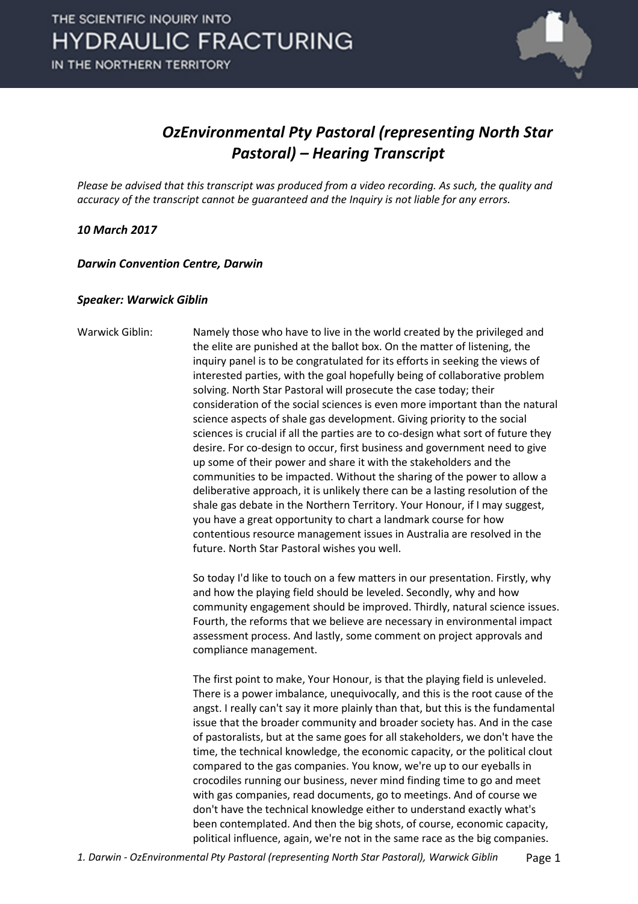# *OzEnvironmental Pty Pastoral (representing North Star Pastoral) – Hearing Transcript*

*Please be advised that this transcript was produced from a video recording. As such, the quality and accuracy of the transcript cannot be guaranteed and the Inquiry is not liable for any errors.*

***10 March 2017***

***Darwin Convention Centre, Darwin***

***Speaker: Warwick Giblin***

Warwick Giblin: Namely those who have to live in the world created by the privileged and the elite are punished at the ballot box. On the matter of listening, the inquiry panel is to be congratulated for its efforts in seeking the views of interested parties, with the goal hopefully being of collaborative problem solving. North Star Pastoral will prosecute the case today; their consideration of the social sciences is even more important than the natural science aspects of shale gas development. Giving priority to the social sciences is crucial if all the parties are to co-design what sort of future they desire. For co-design to occur, first business and government need to give up some of their power and share it with the stakeholders and the communities to be impacted. Without the sharing of the power to allow a deliberative approach, it is unlikely there can be a lasting resolution of the shale gas debate in the Northern Territory. Your Honour, if I may suggest, you have a great opportunity to chart a landmark course for how contentious resource management issues in Australia are resolved in the future. North Star Pastoral wishes you well.

So today I'd like to touch on a few matters in our presentation. Firstly, why and how the playing field should be leveled. Secondly, why and how community engagement should be improved. Thirdly, natural science issues. Fourth, the reforms that we believe are necessary in environmental impact assessment process. And lastly, some comment on project approvals and compliance management.

The first point to make, Your Honour, is that the playing field is unleveled. There is a power imbalance, unequivocally, and this is the root cause of the angst. I really can't say it more plainly than that, but this is the fundamental issue that the broader community and broader society has. And in the case of pastoralists, but at the same goes for all stakeholders, we don't have the time, the technical knowledge, the economic capacity, or the political clout compared to the gas companies. You know, we're up to our eyeballs in crocodiles running our business, never mind finding time to go and meet with gas companies, read documents, go to meetings. And of course we don't have the technical knowledge either to understand exactly what's been contemplated. And then the big shots, of course, economic capacity, political influence, again, we're not in the same race as the big companies.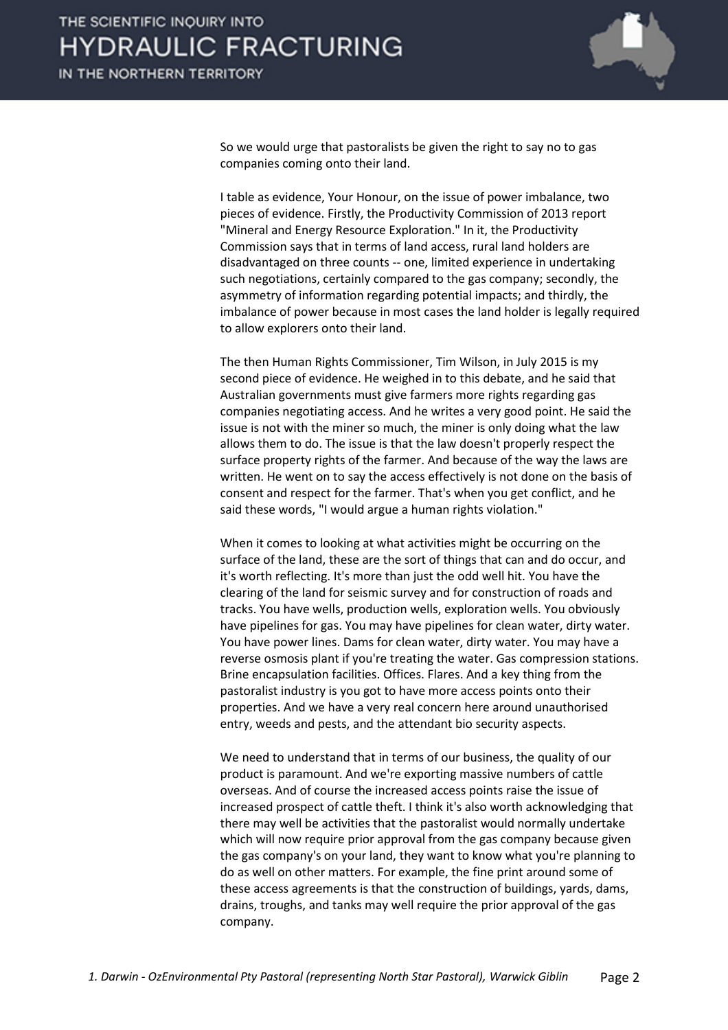So we would urge that pastoralists be given the right to say no to gas companies coming onto their land.

I table as evidence, Your Honour, on the issue of power imbalance, two pieces of evidence. Firstly, the Productivity Commission of 2013 report "Mineral and Energy Resource Exploration." In it, the Productivity Commission says that in terms of land access, rural land holders are disadvantaged on three counts -- one, limited experience in undertaking such negotiations, certainly compared to the gas company; secondly, the asymmetry of information regarding potential impacts; and thirdly, the imbalance of power because in most cases the land holder is legally required to allow explorers onto their land.

The then Human Rights Commissioner, Tim Wilson, in July 2015 is my second piece of evidence. He weighed in to this debate, and he said that Australian governments must give farmers more rights regarding gas companies negotiating access. And he writes a very good point. He said the issue is not with the miner so much, the miner is only doing what the law allows them to do. The issue is that the law doesn't properly respect the surface property rights of the farmer. And because of the way the laws are written. He went on to say the access effectively is not done on the basis of consent and respect for the farmer. That's when you get conflict, and he said these words, "I would argue a human rights violation."

When it comes to looking at what activities might be occurring on the surface of the land, these are the sort of things that can and do occur, and it's worth reflecting. It's more than just the odd well hit. You have the clearing of the land for seismic survey and for construction of roads and tracks. You have wells, production wells, exploration wells. You obviously have pipelines for gas. You may have pipelines for clean water, dirty water. You have power lines. Dams for clean water, dirty water. You may have a reverse osmosis plant if you're treating the water. Gas compression stations. Brine encapsulation facilities. Offices. Flares. And a key thing from the pastoralist industry is you got to have more access points onto their properties. And we have a very real concern here around unauthorised entry, weeds and pests, and the attendant bio security aspects.

We need to understand that in terms of our business, the quality of our product is paramount. And we're exporting massive numbers of cattle overseas. And of course the increased access points raise the issue of increased prospect of cattle theft. I think it's also worth acknowledging that there may well be activities that the pastoralist would normally undertake which will now require prior approval from the gas company because given the gas company's on your land, they want to know what you're planning to do as well on other matters. For example, the fine print around some of these access agreements is that the construction of buildings, yards, dams, drains, troughs, and tanks may well require the prior approval of the gas company.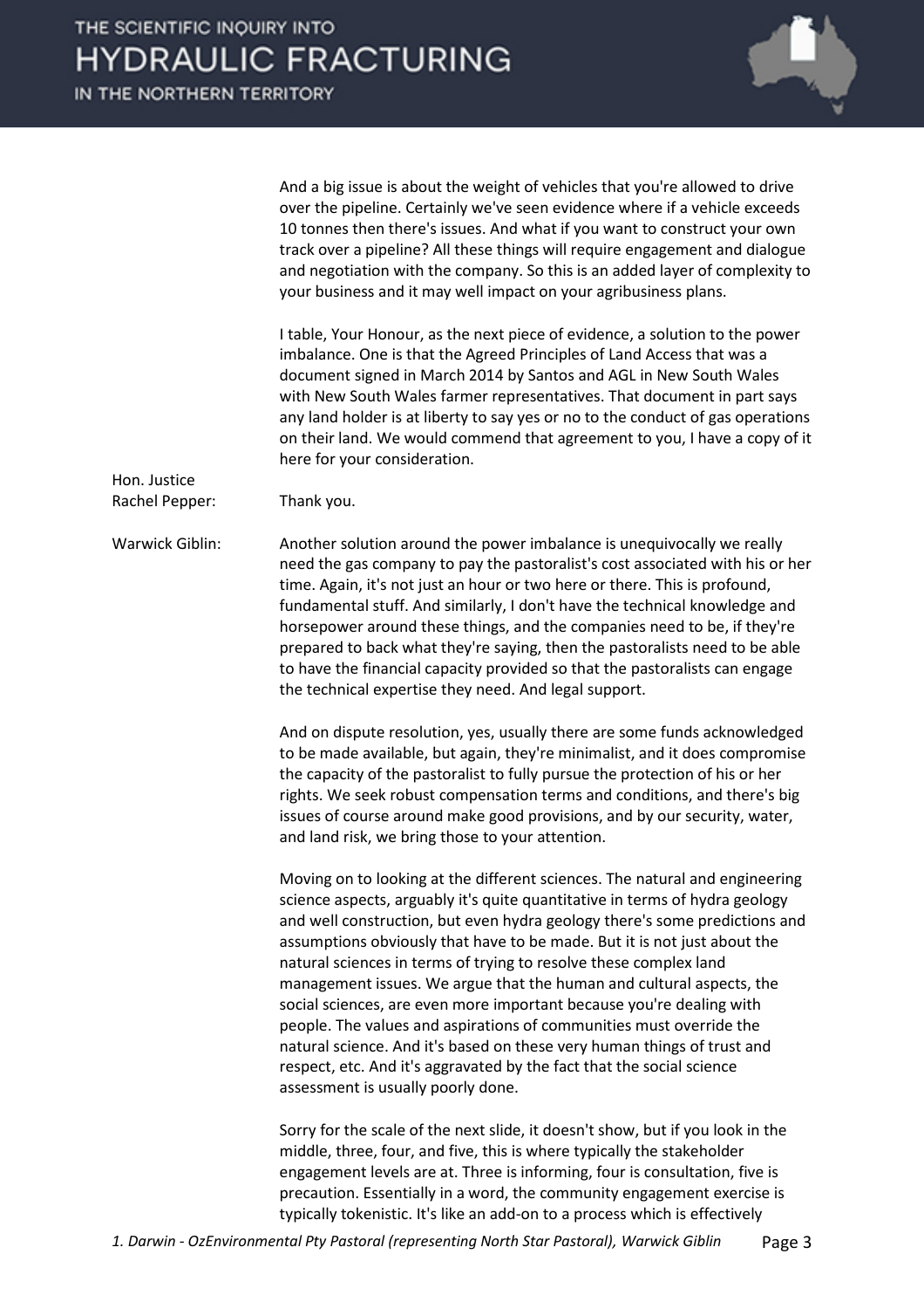And a big issue is about the weight of vehicles that you're allowed to drive over the pipeline. Certainly we've seen evidence where if a vehicle exceeds 10 tonnes then there's issues. And what if you want to construct your own track over a pipeline? All these things will require engagement and dialogue and negotiation with the company. So this is an added layer of complexity to your business and it may well impact on your agribusiness plans.

I table, Your Honour, as the next piece of evidence, a solution to the power imbalance. One is that the Agreed Principles of Land Access that was a document signed in March 2014 by Santos and AGL in New South Wales with New South Wales farmer representatives. That document in part says any land holder is at liberty to say yes or no to the conduct of gas operations on their land. We would commend that agreement to you, I have a copy of it here for your consideration.

**Hon. Justice Rachel Pepper:** Thank you.

**Warwick Giblin:** Another solution around the power imbalance is unequivocally we really need the gas company to pay the pastoralist's cost associated with his or her time. Again, it's not just an hour or two here or there. This is profound, fundamental stuff. And similarly, I don't have the technical knowledge and horsepower around these things, and the companies need to be, if they're prepared to back what they're saying, then the pastoralists need to be able to have the financial capacity provided so that the pastoralists can engage the technical expertise they need. And legal support.

And on dispute resolution, yes, usually there are some funds acknowledged to be made available, but again, they're minimalist, and it does compromise the capacity of the pastoralist to fully pursue the protection of his or her rights. We seek robust compensation terms and conditions, and there's big issues of course around make good provisions, and by our security, water, and land risk, we bring those to your attention.

Moving on to looking at the different sciences. The natural and engineering science aspects, arguably it's quite quantitative in terms of hydra geology and well construction, but even hydra geology there's some predictions and assumptions obviously that have to be made. But it is not just about the natural sciences in terms of trying to resolve these complex land management issues. We argue that the human and cultural aspects, the social sciences, are even more important because you're dealing with people. The values and aspirations of communities must override the natural science. And it's based on these very human things of trust and respect, etc. And it's aggravated by the fact that the social science assessment is usually poorly done.

Sorry for the scale of the next slide, it doesn't show, but if you look in the middle, three, four, and five, this is where typically the stakeholder engagement levels are at. Three is informing, four is consultation, five is precaution. Essentially in a word, the community engagement exercise is typically tokenistic. It's like an add-on to a process which is effectively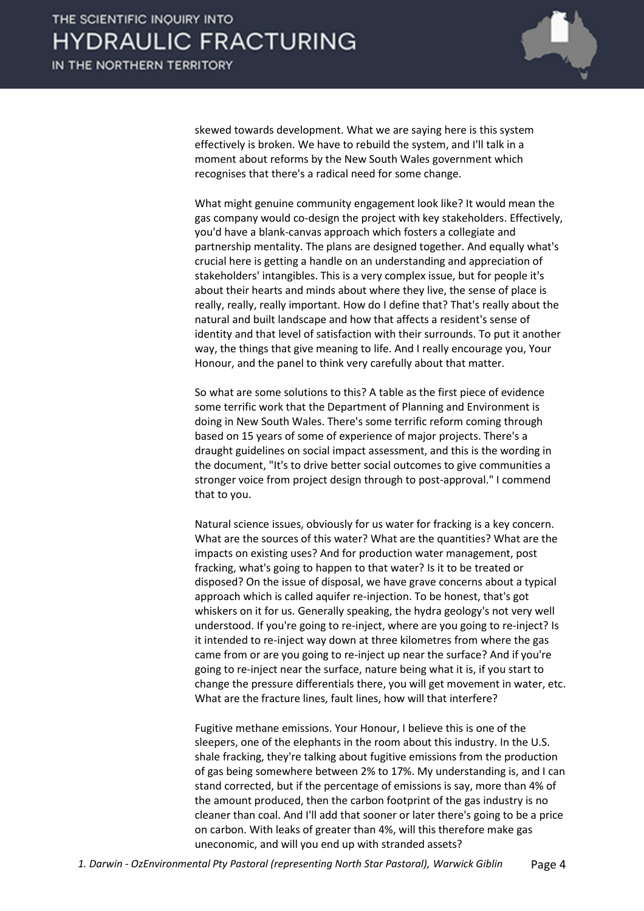skewed towards development. What we are saying here is this system effectively is broken. We have to rebuild the system, and I'll talk in a moment about reforms by the New South Wales government which recognises that there's a radical need for some change.

What might genuine community engagement look like? It would mean the gas company would co-design the project with key stakeholders. Effectively, you'd have a blank-canvas approach which fosters a collegiate and partnership mentality. The plans are designed together. And equally what's crucial here is getting a handle on an understanding and appreciation of stakeholders' intangibles. This is a very complex issue, but for people it's about their hearts and minds about where they live, the sense of place is really, really, really important. How do I define that? That's really about the natural and built landscape and how that affects a resident's sense of identity and that level of satisfaction with their surrounds. To put it another way, the things that give meaning to life. And I really encourage you, Your Honour, and the panel to think very carefully about that matter.

So what are some solutions to this? A table as the first piece of evidence some terrific work that the Department of Planning and Environment is doing in New South Wales. There's some terrific reform coming through based on 15 years of some of experience of major projects. There's a draught guidelines on social impact assessment, and this is the wording in the document, "It's to drive better social outcomes to give communities a stronger voice from project design through to post-approval." I commend that to you.

Natural science issues, obviously for us water for fracking is a key concern. What are the sources of this water? What are the quantities? What are the impacts on existing uses? And for production water management, post fracking, what's going to happen to that water? Is it to be treated or disposed? On the issue of disposal, we have grave concerns about a typical approach which is called aquifer re-injection. To be honest, that's got whiskers on it for us. Generally speaking, the hydra geology's not very well understood. If you're going to re-inject, where are you going to re-inject? Is it intended to re-inject way down at three kilometres from where the gas came from or are you going to re-inject up near the surface? And if you're going to re-inject near the surface, nature being what it is, if you start to change the pressure differentials there, you will get movement in water, etc. What are the fracture lines, fault lines, how will that interfere?

Fugitive methane emissions. Your Honour, I believe this is one of the sleepers, one of the elephants in the room about this industry. In the U.S. shale fracking, they're talking about fugitive emissions from the production of gas being somewhere between 2% to 17%. My understanding is, and I can stand corrected, but if the percentage of emissions is say, more than 4% of the amount produced, then the carbon footprint of the gas industry is no cleaner than coal. And I'll add that sooner or later there's going to be a price on carbon. With leaks of greater than 4%, will this therefore make gas uneconomic, and will you end up with stranded assets?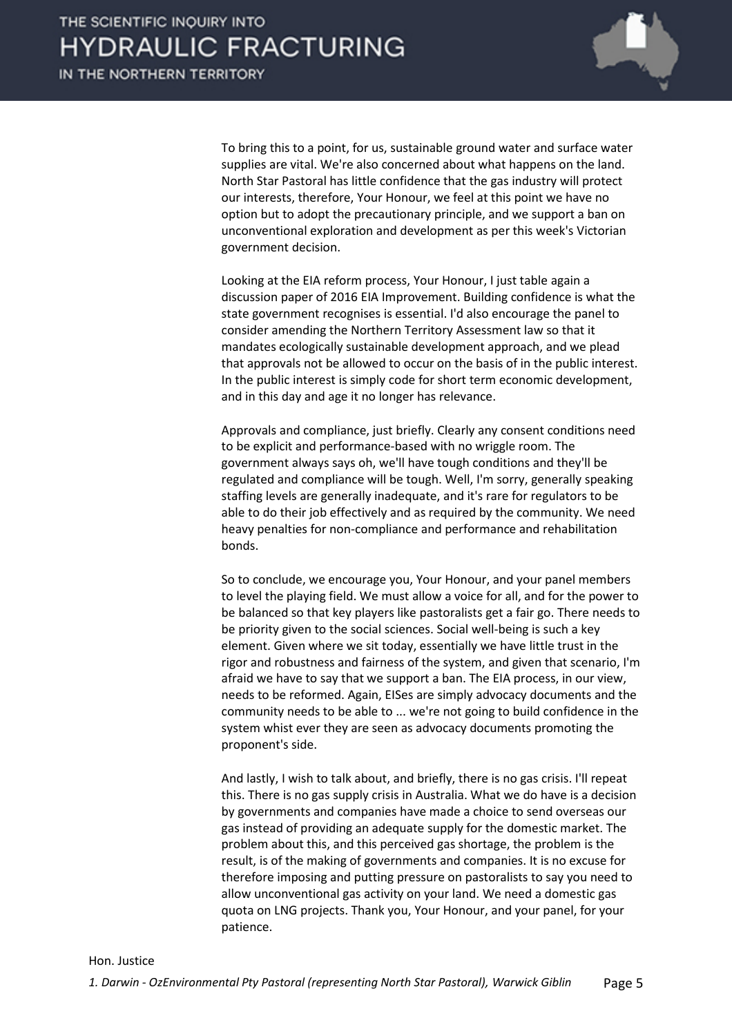To bring this to a point, for us, sustainable ground water and surface water supplies are vital. We're also concerned about what happens on the land. North Star Pastoral has little confidence that the gas industry will protect our interests, therefore, Your Honour, we feel at this point we have no option but to adopt the precautionary principle, and we support a ban on unconventional exploration and development as per this week's Victorian government decision.

Looking at the EIA reform process, Your Honour, I just table again a discussion paper of 2016 EIA Improvement. Building confidence is what the state government recognises is essential. I'd also encourage the panel to consider amending the Northern Territory Assessment law so that it mandates ecologically sustainable development approach, and we plead that approvals not be allowed to occur on the basis of in the public interest. In the public interest is simply code for short term economic development, and in this day and age it no longer has relevance.

Approvals and compliance, just briefly. Clearly any consent conditions need to be explicit and performance-based with no wriggle room. The government always says oh, we'll have tough conditions and they'll be regulated and compliance will be tough. Well, I'm sorry, generally speaking staffing levels are generally inadequate, and it's rare for regulators to be able to do their job effectively and as required by the community. We need heavy penalties for non-compliance and performance and rehabilitation bonds.

So to conclude, we encourage you, Your Honour, and your panel members to level the playing field. We must allow a voice for all, and for the power to be balanced so that key players like pastoralists get a fair go. There needs to be priority given to the social sciences. Social well-being is such a key element. Given where we sit today, essentially we have little trust in the rigor and robustness and fairness of the system, and given that scenario, I'm afraid we have to say that we support a ban. The EIA process, in our view, needs to be reformed. Again, EISes are simply advocacy documents and the community needs to be able to ... we're not going to build confidence in the system whist ever they are seen as advocacy documents promoting the proponent's side.

And lastly, I wish to talk about, and briefly, there is no gas crisis. I'll repeat this. There is no gas supply crisis in Australia. What we do have is a decision by governments and companies have made a choice to send overseas our gas instead of providing an adequate supply for the domestic market. The problem about this, and this perceived gas shortage, the problem is the result, is of the making of governments and companies. It is no excuse for therefore imposing and putting pressure on pastoralists to say you need to allow unconventional gas activity on your land. We need a domestic gas quota on LNG projects. Thank you, Your Honour, and your panel, for your patience.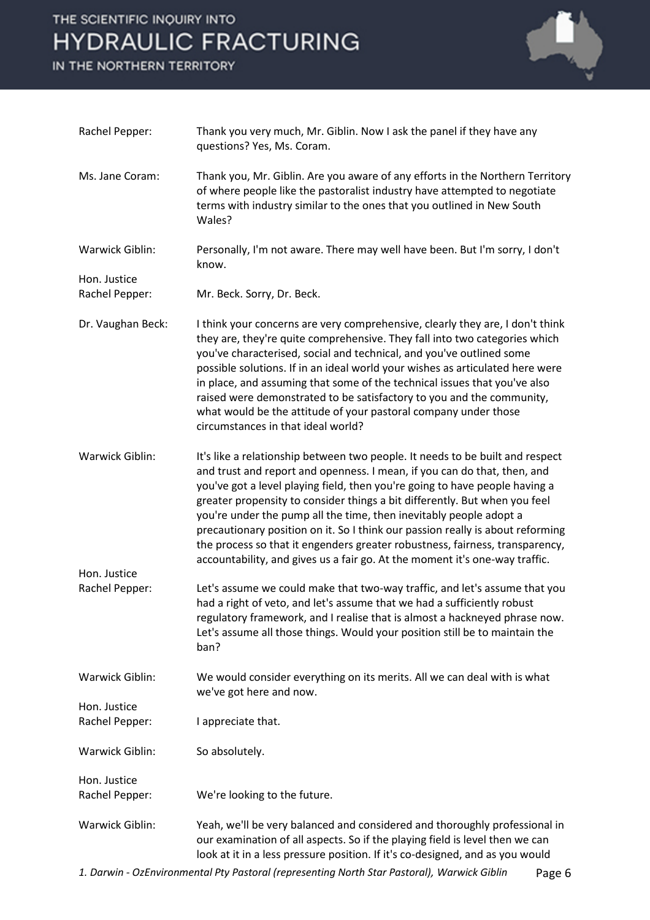**Rachel Pepper:** Thank you very much, Mr. Giblin. Now I ask the panel if they have any questions? Yes, Ms. Coram.

**Ms. Jane Coram:** Thank you, Mr. Giblin. Are you aware of any efforts in the Northern Territory of where people like the pastoralist industry have attempted to negotiate terms with industry similar to the ones that you outlined in New South Wales?

**Warwick Giblin:** Personally, I'm not aware. There may well have been. But I'm sorry, I don't know.

**Hon. Justice Rachel Pepper:** Mr. Beck. Sorry, Dr. Beck.

**Dr. Vaughan Beck:** I think your concerns are very comprehensive, clearly they are, I don't think they are, they're quite comprehensive. They fall into two categories which you've characterised, social and technical, and you've outlined some possible solutions. If in an ideal world your wishes as articulated here were in place, and assuming that some of the technical issues that you've also raised were demonstrated to be satisfactory to you and the community, what would be the attitude of your pastoral company under those circumstances in that ideal world?

**Warwick Giblin:** It's like a relationship between two people. It needs to be built and respect and trust and report and openness. I mean, if you can do that, then, and you've got a level playing field, then you're going to have people having a greater propensity to consider things a bit differently. But when you feel you're under the pump all the time, then inevitably people adopt a precautionary position on it. So I think our passion really is about reforming the process so that it engenders greater robustness, fairness, transparency, accountability, and gives us a fair go. At the moment it's one-way traffic.

**Hon. Justice Rachel Pepper:** Let's assume we could make that two-way traffic, and let's assume that you had a right of veto, and let's assume that we had a sufficiently robust regulatory framework, and I realise that is almost a hackneyed phrase now. Let's assume all those things. Would your position still be to maintain the ban?

**Warwick Giblin:** We would consider everything on its merits. All we can deal with is what we've got here and now.

**Hon. Justice Rachel Pepper:** I appreciate that.

**Warwick Giblin:** So absolutely.

**Hon. Justice Rachel Pepper:** We're looking to the future.

**Warwick Giblin:** Yeah, we'll be very balanced and considered and thoroughly professional in our examination of all aspects. So if the playing field is level then we can look at it in a less pressure position. If it's co-designed, and as you would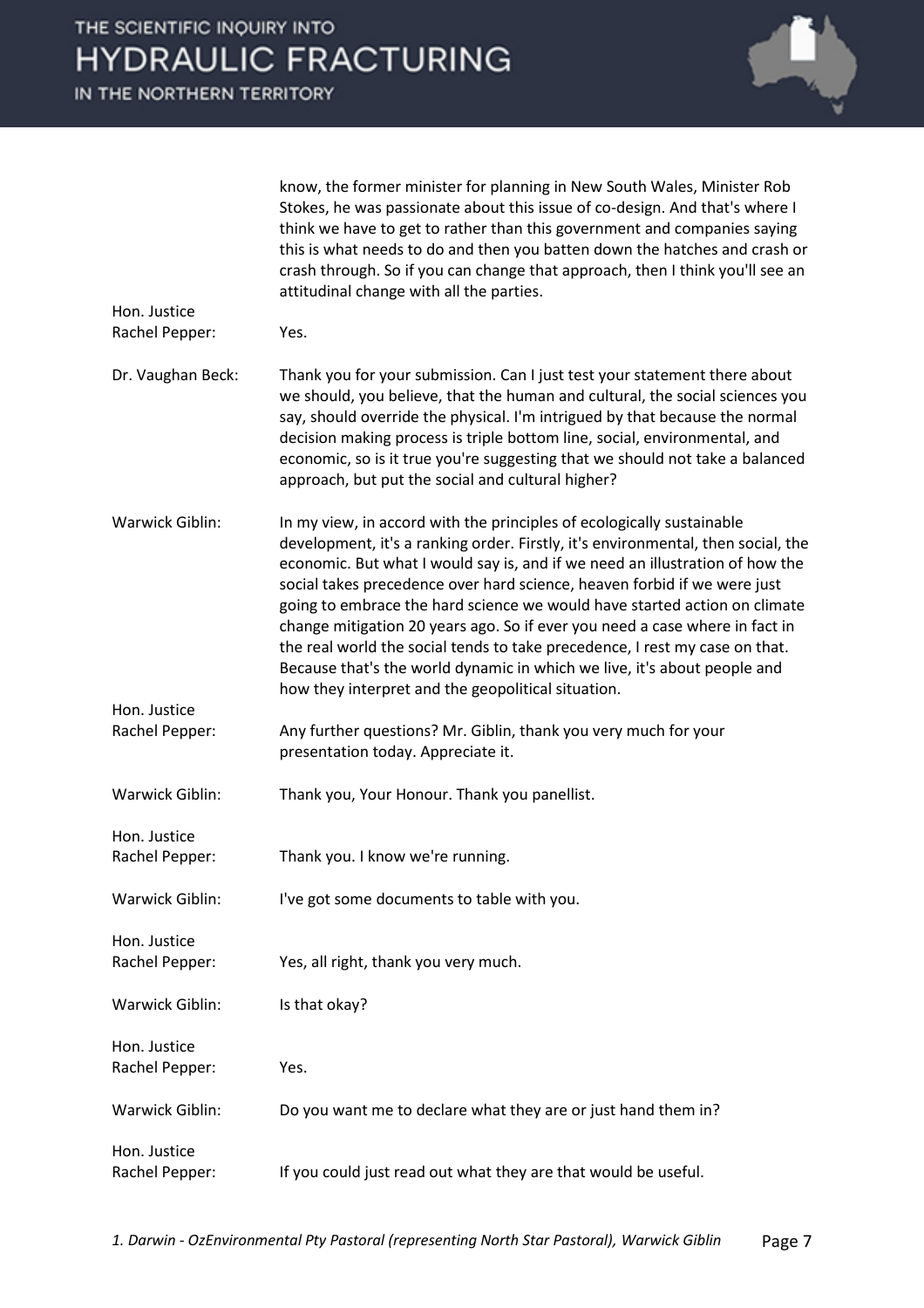know, the former minister for planning in New South Wales, Minister Rob Stokes, he was passionate about this issue of co-design. And that's where I think we have to get to rather than this government and companies saying this is what needs to do and then you batten down the hatches and crash or crash through. So if you can change that approach, then I think you'll see an attitudinal change with all the parties.

**Hon. Justice Rachel Pepper:** Yes.

**Dr. Vaughan Beck:** Thank you for your submission. Can I just test your statement there about we should, you believe, that the human and cultural, the social sciences you say, should override the physical. I'm intrigued by that because the normal decision making process is triple bottom line, social, environmental, and economic, so is it true you're suggesting that we should not take a balanced approach, but put the social and cultural higher?

**Warwick Giblin:** In my view, in accord with the principles of ecologically sustainable development, it's a ranking order. Firstly, it's environmental, then social, the economic. But what I would say is, and if we need an illustration of how the social takes precedence over hard science, heaven forbid if we were just going to embrace the hard science we would have started action on climate change mitigation 20 years ago. So if ever you need a case where in fact in the real world the social tends to take precedence, I rest my case on that. Because that's the world dynamic in which we live, it's about people and how they interpret and the geopolitical situation.

**Hon. Justice Rachel Pepper:** Any further questions? Mr. Giblin, thank you very much for your presentation today. Appreciate it.

**Warwick Giblin:** Thank you, Your Honour. Thank you panellist.

**Hon. Justice Rachel Pepper:** Thank you. I know we're running.

**Warwick Giblin:** I've got some documents to table with you.

**Hon. Justice Rachel Pepper:** Yes, all right, thank you very much.

**Warwick Giblin:** Is that okay?

**Hon. Justice Rachel Pepper:** Yes.

**Warwick Giblin:** Do you want me to declare what they are or just hand them in?

**Hon. Justice Rachel Pepper:** If you could just read out what they are that would be useful.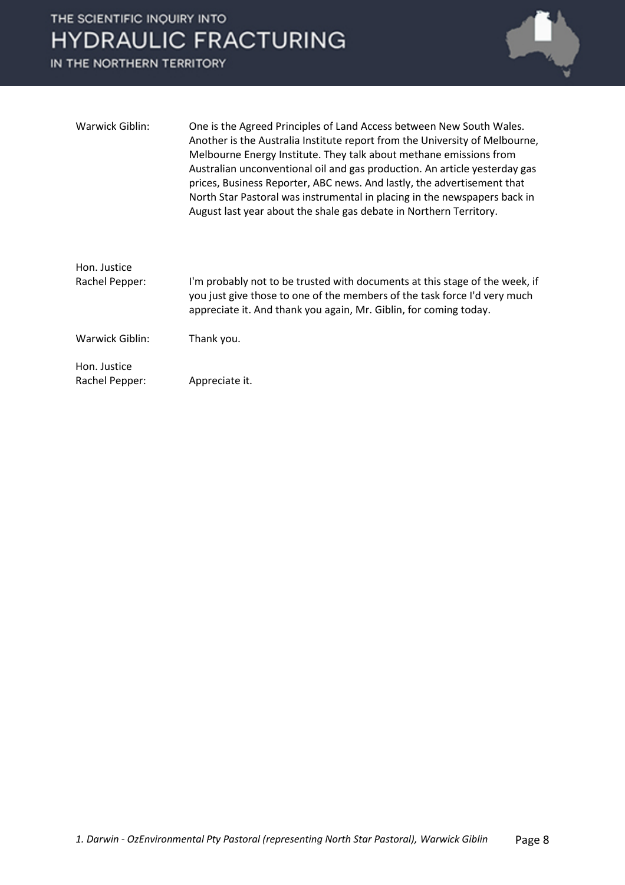Warwick Giblin: One is the Agreed Principles of Land Access between New South Wales. Another is the Australia Institute report from the University of Melbourne, Melbourne Energy Institute. They talk about methane emissions from Australian unconventional oil and gas production. An article yesterday gas prices, Business Reporter, ABC news. And lastly, the advertisement that North Star Pastoral was instrumental in placing in the newspapers back in August last year about the shale gas debate in Northern Territory.

Hon. Justice Rachel Pepper: I'm probably not to be trusted with documents at this stage of the week, if you just give those to one of the members of the task force I'd very much appreciate it. And thank you again, Mr. Giblin, for coming today.

Warwick Giblin: Thank you.

Hon. Justice Rachel Pepper: Appreciate it.